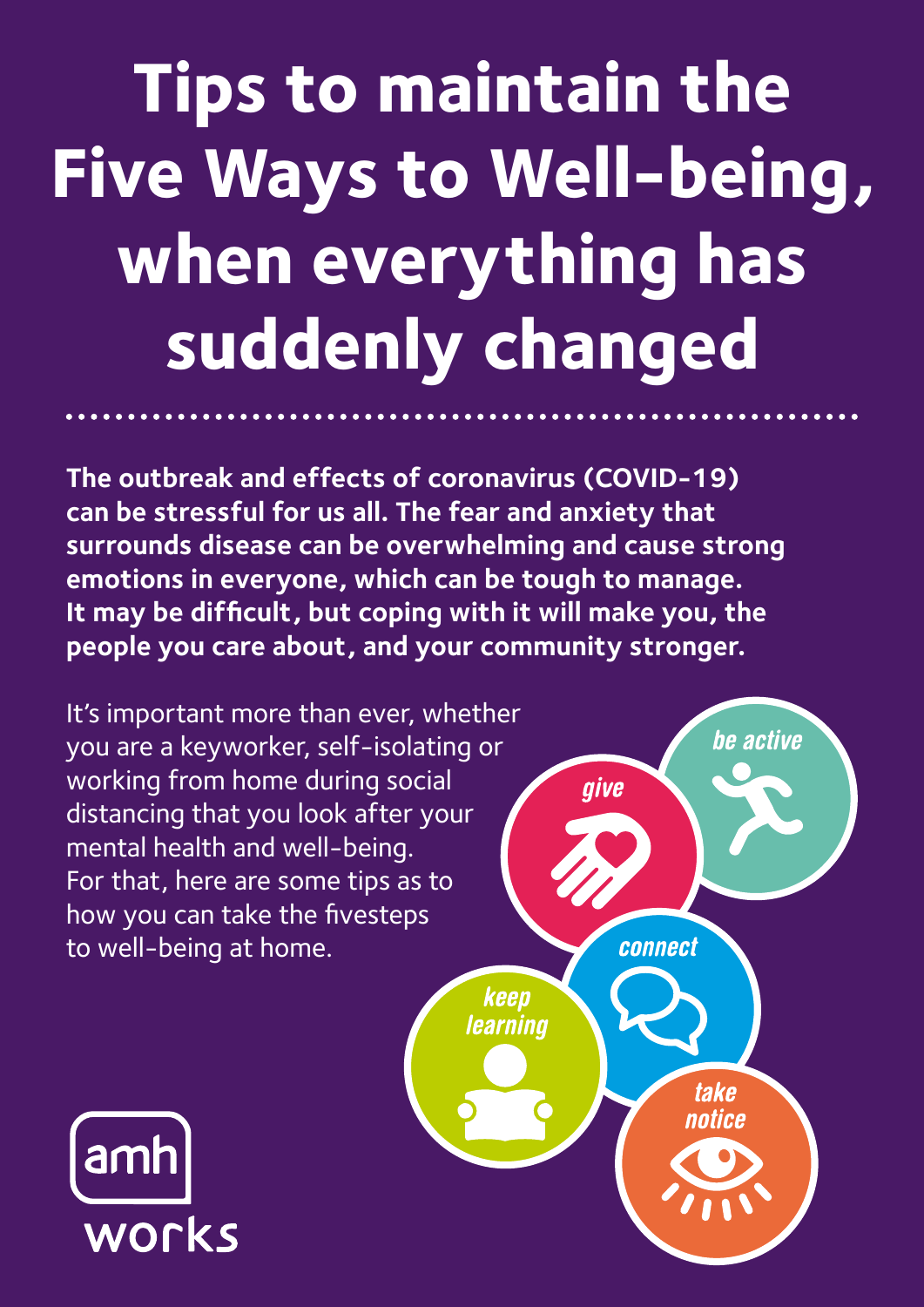# Tips to maintain the Five Ways to Well-being, when everything has suddenly changed

**The outbreak and effects of coronavirus (COVID-19) can be stressful for us all. The fear and anxiety that surrounds disease can be overwhelming and cause strong emotions in everyone, which can be tough to manage. It may be difficult, but coping with it will make you, the people you care about, and your community stronger.**

It's important more than ever, whether you are a keyworker, self-isolating or working from home during social distancing that you look after your mental health and well-being. For that, here are some tips as to how you can take the fivesteps to well-being at home.

give

be active

connect

keep learning

take notice

amh works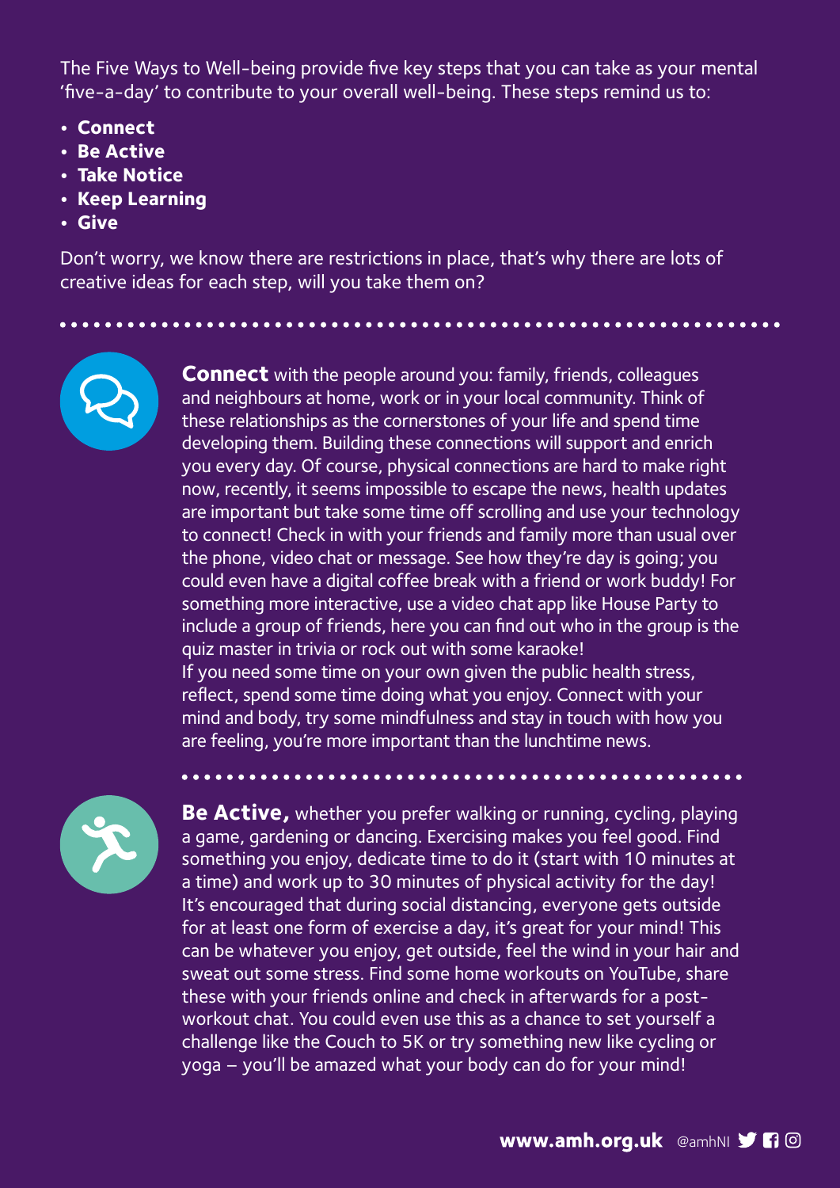The Five Ways to Well-being provide five key steps that you can take as your mental 'five-a-day' to contribute to your overall well-being. These steps remind us to:

- **Connect**
- **Be Active**
- **Take Notice**
- **Keep Learning**
- **Give**

Don't worry, we know there are restrictions in place, that's why there are lots of creative ideas for each step, will you take them on?

**Connect** with the people around you: family, friends, colleagues and neighbours at home, work or in your local community. Think of these relationships as the cornerstones of your life and spend time developing them. Building these connections will support and enrich you every day. Of course, physical connections are hard to make right now, recently, it seems impossible to escape the news, health updates are important but take some time off scrolling and use your technology to connect! Check in with your friends and family more than usual over the phone, video chat or message. See how they're day is going; you could even have a digital coffee break with a friend or work buddy! For something more interactive, use a video chat app like House Party to include a group of friends, here you can find out who in the group is the quiz master in trivia or rock out with some karaoke!
If you need some time on your own given the public health stress, reflect, spend some time doing what you enjoy. Connect with your mind and body, try some mindfulness and stay in touch with how you are feeling, you're more important than the lunchtime news.

**Be Active,** whether you prefer walking or running, cycling, playing a game, gardening or dancing. Exercising makes you feel good. Find something you enjoy, dedicate time to do it (start with 10 minutes at a time) and work up to 30 minutes of physical activity for the day! It's encouraged that during social distancing, everyone gets outside for at least one form of exercise a day, it's great for your mind! This can be whatever you enjoy, get outside, feel the wind in your hair and sweat out some stress. Find some home workouts on YouTube, share these with your friends online and check in afterwards for a post-workout chat. You could even use this as a chance to set yourself a challenge like the Couch to 5K or try something new like cycling or yoga – you'll be amazed what your body can do for your mind!

**www.amh.org.uk** @amhNI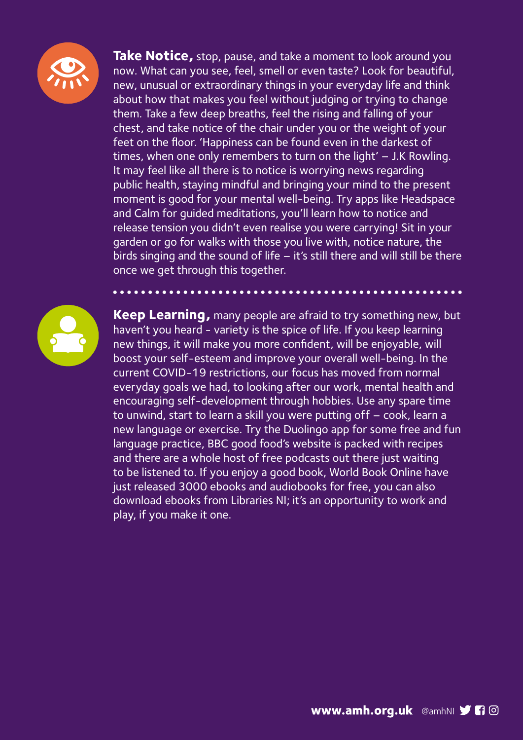**Take Notice,** stop, pause, and take a moment to look around you now. What can you see, feel, smell or even taste? Look for beautiful, new, unusual or extraordinary things in your everyday life and think about how that makes you feel without judging or trying to change them. Take a few deep breaths, feel the rising and falling of your chest, and take notice of the chair under you or the weight of your feet on the floor. 'Happiness can be found even in the darkest of times, when one only remembers to turn on the light' – J.K Rowling. It may feel like all there is to notice is worrying news regarding public health, staying mindful and bringing your mind to the present moment is good for your mental well-being. Try apps like Headspace and Calm for guided meditations, you'll learn how to notice and release tension you didn't even realise you were carrying! Sit in your garden or go for walks with those you live with, notice nature, the birds singing and the sound of life – it's still there and will still be there once we get through this together.

**Keep Learning,** many people are afraid to try something new, but haven't you heard - variety is the spice of life. If you keep learning new things, it will make you more confident, will be enjoyable, will boost your self-esteem and improve your overall well-being. In the current COVID-19 restrictions, our focus has moved from normal everyday goals we had, to looking after our work, mental health and encouraging self-development through hobbies. Use any spare time to unwind, start to learn a skill you were putting off – cook, learn a new language or exercise. Try the Duolingo app for some free and fun language practice, BBC good food's website is packed with recipes and there are a whole host of free podcasts out there just waiting to be listened to. If you enjoy a good book, World Book Online have just released 3000 ebooks and audiobooks for free, you can also download ebooks from Libraries NI; it's an opportunity to work and play, if you make it one.

**www.amh.org.uk** @amhNI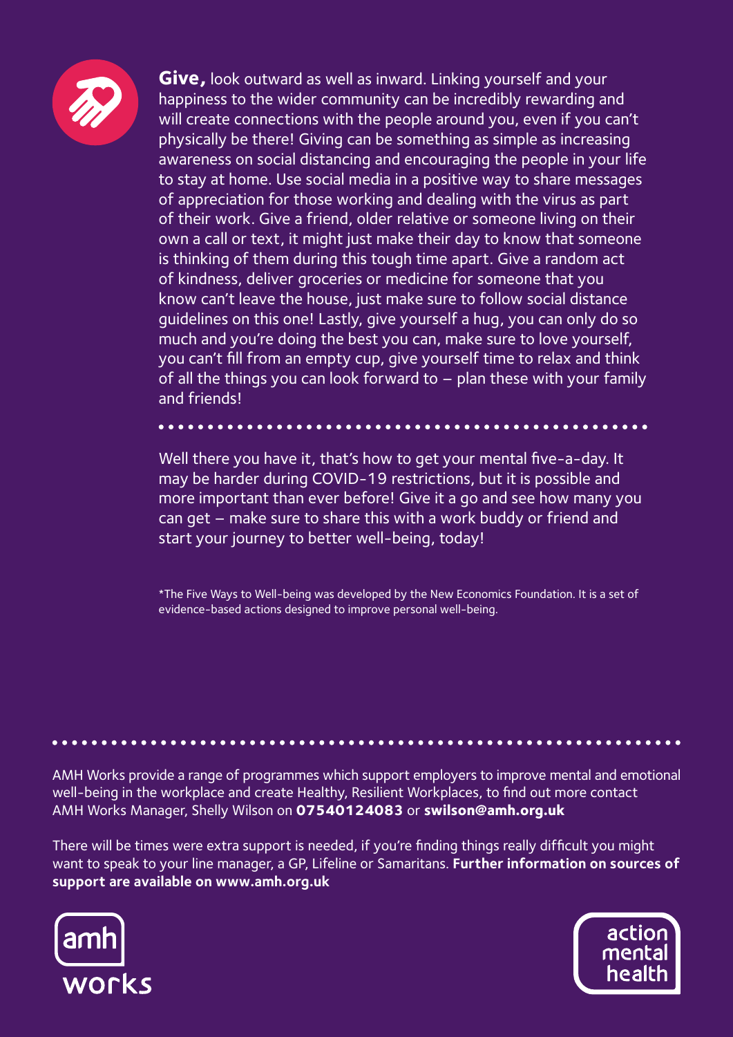**Give,** look outward as well as inward. Linking yourself and your happiness to the wider community can be incredibly rewarding and will create connections with the people around you, even if you can't physically be there! Giving can be something as simple as increasing awareness on social distancing and encouraging the people in your life to stay at home. Use social media in a positive way to share messages of appreciation for those working and dealing with the virus as part of their work. Give a friend, older relative or someone living on their own a call or text, it might just make their day to know that someone is thinking of them during this tough time apart. Give a random act of kindness, deliver groceries or medicine for someone that you know can't leave the house, just make sure to follow social distance guidelines on this one! Lastly, give yourself a hug, you can only do so much and you're doing the best you can, make sure to love yourself, you can't fill from an empty cup, give yourself time to relax and think of all the things you can look forward to – plan these with your family and friends!

Well there you have it, that's how to get your mental five-a-day. It may be harder during COVID-19 restrictions, but it is possible and more important than ever before! Give it a go and see how many you can get – make sure to share this with a work buddy or friend and start your journey to better well-being, today!

*The Five Ways to Well-being was developed by the New Economics Foundation. It is a set of evidence-based actions designed to improve personal well-being.

AMH Works provide a range of programmes which support employers to improve mental and emotional well-being in the workplace and create Healthy, Resilient Workplaces, to find out more contact AMH Works Manager, Shelly Wilson on **07540124083** or **swilson@amh.org.uk**

There will be times were extra support is needed, if you're finding things really difficult you might want to speak to your line manager, a GP, Lifeline or Samaritans. **Further information on sources of support are available on www.amh.org.uk**

amh works

action mental health